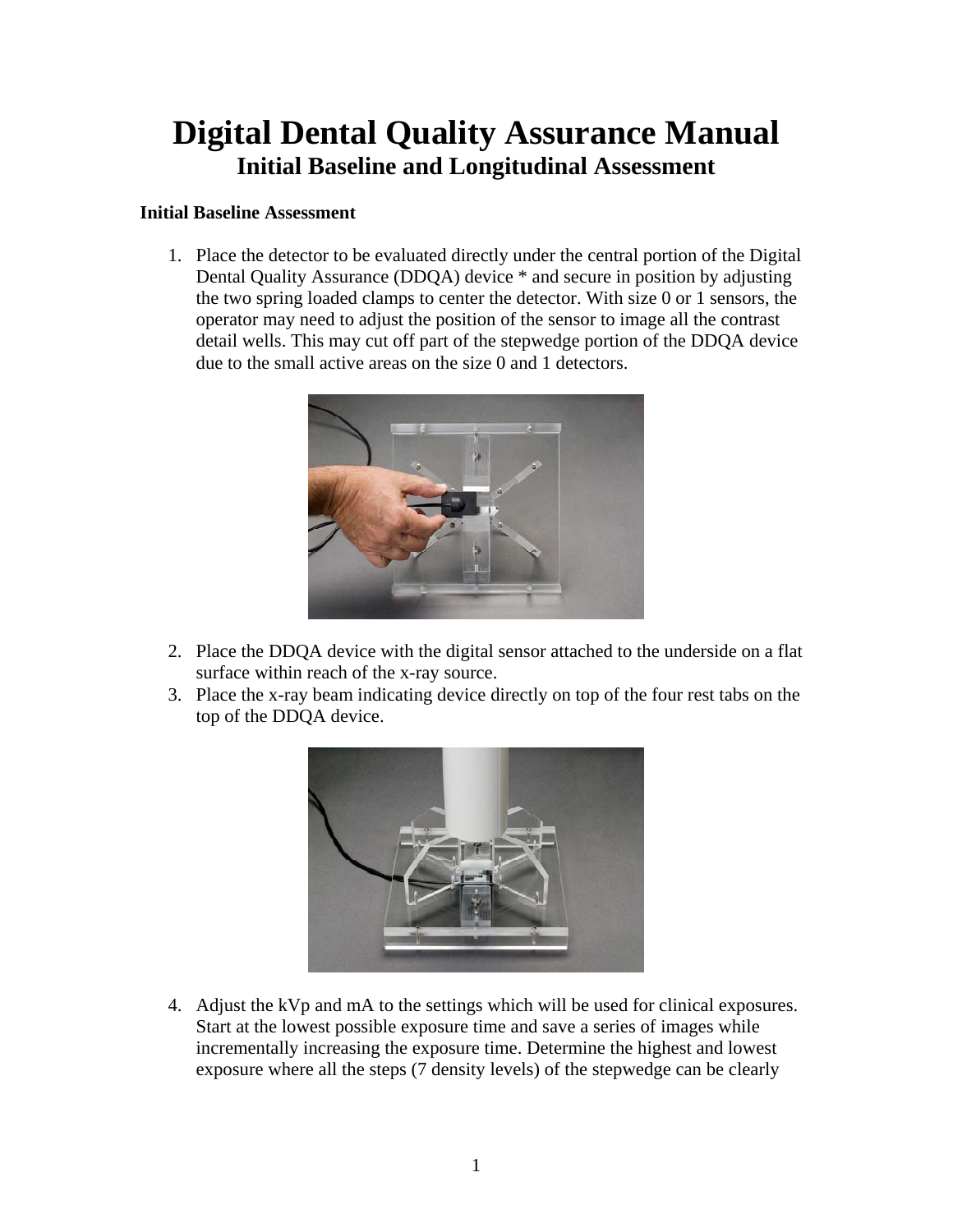# Digital Dental Quality Assurance Manual

## Initial Baseline and Longitudinal Assessment

### Initial Baseline Assessment

1. Place the detector to be evaluated directly under the central portion of the Digital Dental Quality Assurance (DDQA) device * and secure in position by adjusting the two spring loaded clamps to center the detector. With size 0 or 1 sensors, the operator may need to adjust the position of the sensor to image all the contrast detail wells. This may cut off part of the stepwedge portion of the DDQA device due to the small active areas on the size 0 and 1 detectors.

2. Place the DDQA device with the digital sensor attached to the underside on a flat surface within reach of the x-ray source.
3. Place the x-ray beam indicating device directly on top of the four rest tabs on the top of the DDQA device.

4. Adjust the kVp and mA to the settings which will be used for clinical exposures. Start at the lowest possible exposure time and save a series of images while incrementally increasing the exposure time. Determine the highest and lowest exposure where all the steps (7 density levels) of the stepwedge can be clearly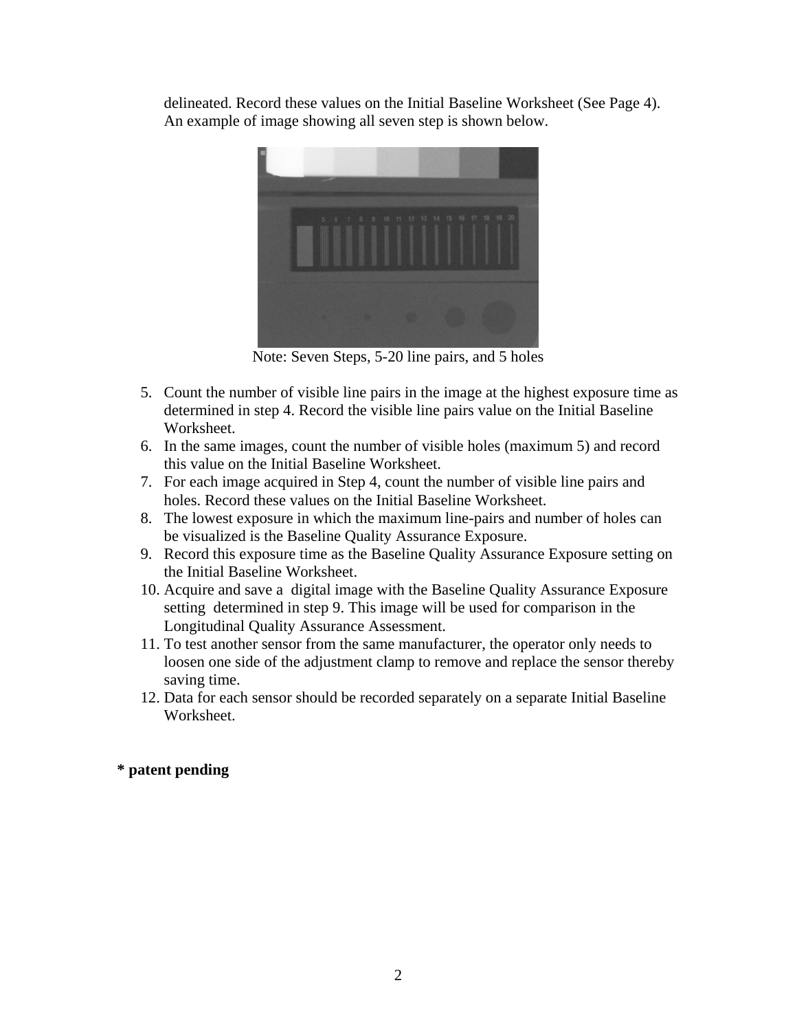delineated. Record these values on the Initial Baseline Worksheet (See Page 4). An example of image showing all seven step is shown below.

Note: Seven Steps, 5-20 line pairs, and 5 holes

5. Count the number of visible line pairs in the image at the highest exposure time as determined in step 4. Record the visible line pairs value on the Initial Baseline Worksheet.
6. In the same images, count the number of visible holes (maximum 5) and record this value on the Initial Baseline Worksheet.
7. For each image acquired in Step 4, count the number of visible line pairs and holes. Record these values on the Initial Baseline Worksheet.
8. The lowest exposure in which the maximum line-pairs and number of holes can be visualized is the Baseline Quality Assurance Exposure.
9. Record this exposure time as the Baseline Quality Assurance Exposure setting on the Initial Baseline Worksheet.
10. Acquire and save a digital image with the Baseline Quality Assurance Exposure setting determined in step 9. This image will be used for comparison in the Longitudinal Quality Assurance Assessment.
11. To test another sensor from the same manufacturer, the operator only needs to loosen one side of the adjustment clamp to remove and replace the sensor thereby saving time.
12. Data for each sensor should be recorded separately on a separate Initial Baseline Worksheet.

**\* patent pending**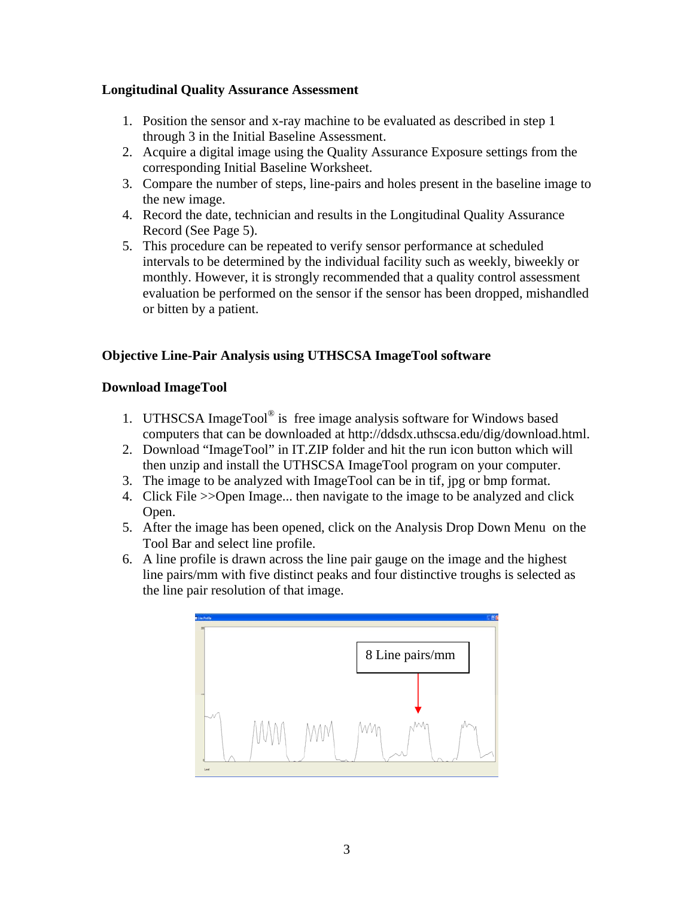**Longitudinal Quality Assurance Assessment**

1. Position the sensor and x-ray machine to be evaluated as described in step 1 through 3 in the Initial Baseline Assessment.
2. Acquire a digital image using the Quality Assurance Exposure settings from the corresponding Initial Baseline Worksheet.
3. Compare the number of steps, line-pairs and holes present in the baseline image to the new image.
4. Record the date, technician and results in the Longitudinal Quality Assurance Record (See Page 5).
5. This procedure can be repeated to verify sensor performance at scheduled intervals to be determined by the individual facility such as weekly, biweekly or monthly. However, it is strongly recommended that a quality control assessment evaluation be performed on the sensor if the sensor has been dropped, mishandled or bitten by a patient.

**Objective Line-Pair Analysis using UTHSCSA ImageTool software**

**Download ImageTool**

1. UTHSCSA ImageTool® is free image analysis software for Windows based computers that can be downloaded at http://ddsdx.uthscsa.edu/dig/download.html.
2. Download "ImageTool" in IT.ZIP folder and hit the run icon button which will then unzip and install the UTHSCSA ImageTool program on your computer.
3. The image to be analyzed with ImageTool can be in tif, jpg or bmp format.
4. Click File >>Open Image... then navigate to the image to be analyzed and click Open.
5. After the image has been opened, click on the Analysis Drop Down Menu on the Tool Bar and select line profile.
6. A line profile is drawn across the line pair gauge on the image and the highest line pairs/mm with five distinct peaks and four distinctive troughs is selected as the line pair resolution of that image.

8 Line pairs/mm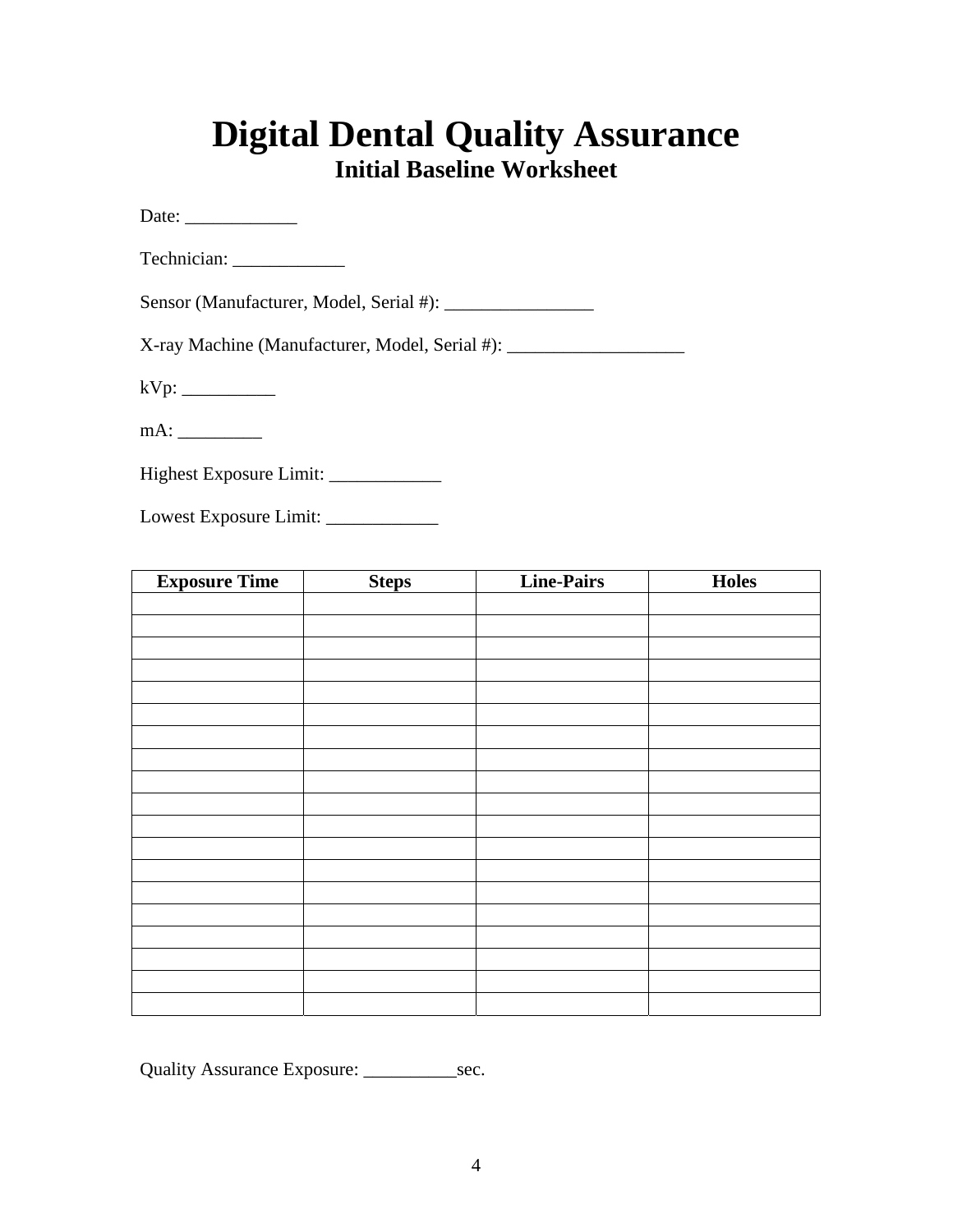# Digital Dental Quality Assurance

## Initial Baseline Worksheet

Date: ____________

Technician: ____________

Sensor (Manufacturer, Model, Serial #): ________________

X-ray Machine (Manufacturer, Model, Serial #): ___________________

kVp: __________

mA: _________

Highest Exposure Limit: ____________

Lowest Exposure Limit: ____________

| Exposure Time | Steps | Line-Pairs | Holes |
|---|---|---|---|
| | | | |
| | | | |
| | | | |
| | | | |
| | | | |
| | | | |
| | | | |
| | | | |
| | | | |
| | | | |
| | | | |
| | | | |
| | | | |
| | | | |
| | | | |
| | | | |
| | | | |
| | | | |
| | | | |

Quality Assurance Exposure: __________sec.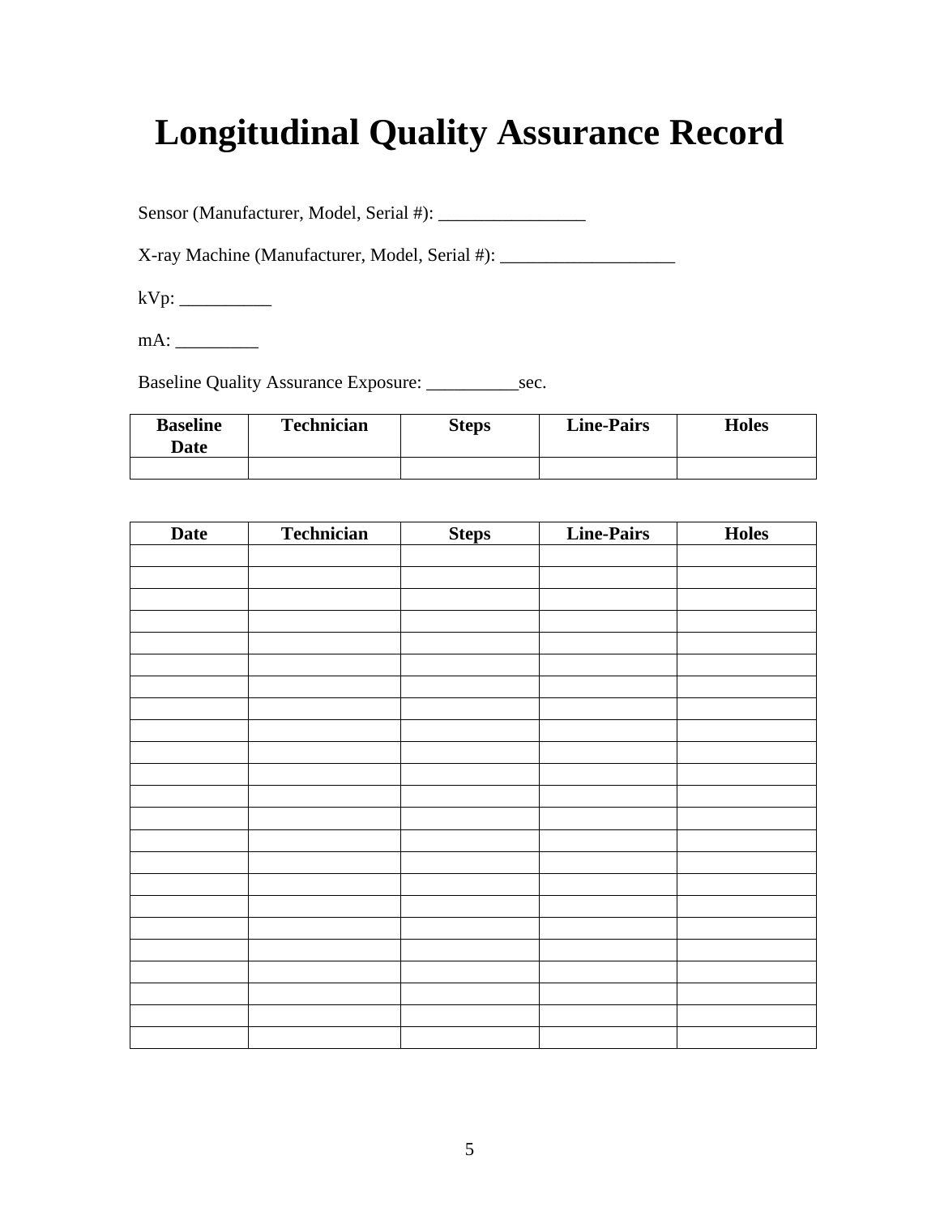# Longitudinal Quality Assurance Record

Sensor (Manufacturer, Model, Serial #): ________________

X-ray Machine (Manufacturer, Model, Serial #): ___________________

kVp: __________

mA: _________

Baseline Quality Assurance Exposure: __________sec.

| Baseline Date | Technician | Steps | Line-Pairs | Holes |
|---|---|---|---|---|
| | | | | |

| Date | Technician | Steps | Line-Pairs | Holes |
|---|---|---|---|---|
| | | | | |
| | | | | |
| | | | | |
| | | | | |
| | | | | |
| | | | | |
| | | | | |
| | | | | |
| | | | | |
| | | | | |
| | | | | |
| | | | | |
| | | | | |
| | | | | |
| | | | | |
| | | | | |
| | | | | |
| | | | | |
| | | | | |
| | | | | |
| | | | | |
| | | | | |
| | | | | |